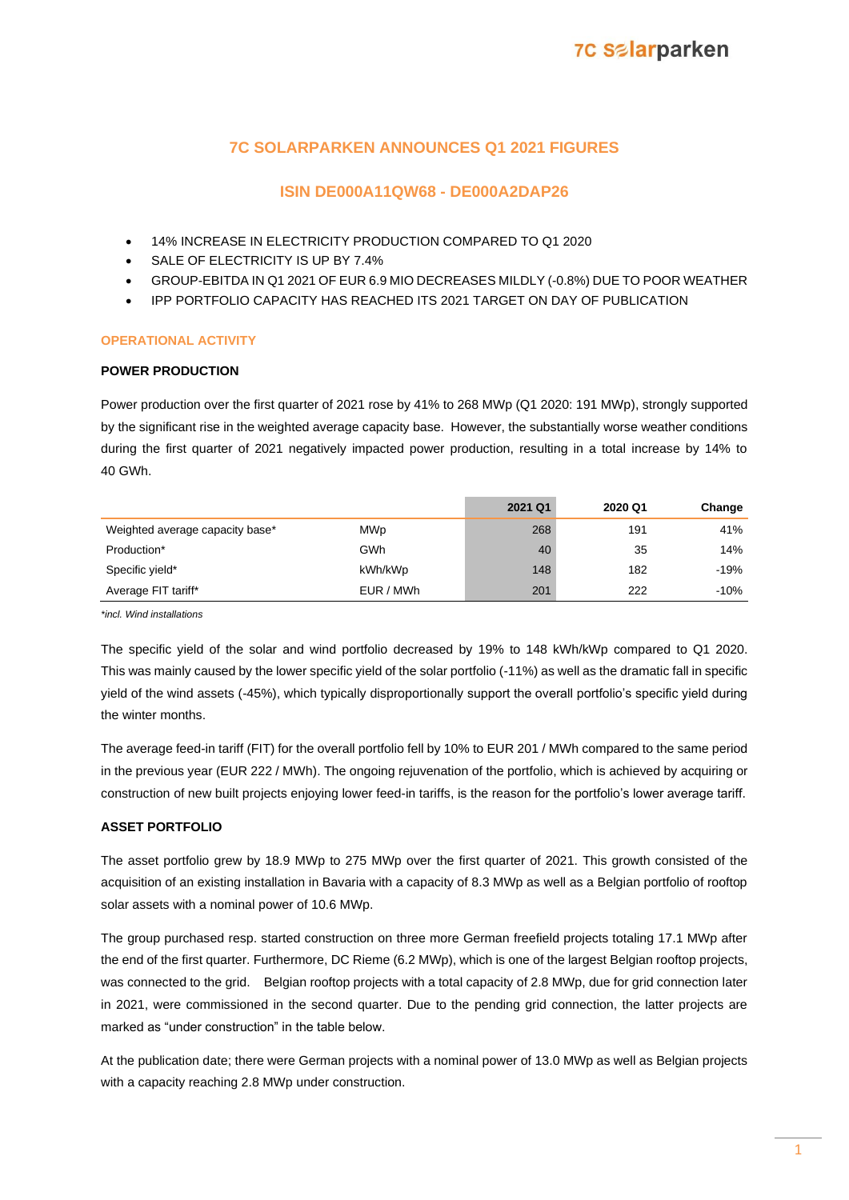# 7C SOLARPARKEN ANNOUNCES Q1 2021 FIGURES

## ISIN DE000A11QW68 - DE000A2DAP26

- 14% INCREASE IN ELECTRICITY PRODUCTION COMPARED TO Q1 2020
- SALE OF ELECTRICITY IS UP BY 7.4%
- GROUP-EBITDA IN Q1 2021 OF EUR 6.9 MIO DECREASES MILDLY (-0.8%) DUE TO POOR WEATHER
- IPP PORTFOLIO CAPACITY HAS REACHED ITS 2021 TARGET ON DAY OF PUBLICATION

## OPERATIONAL ACTIVITY

### POWER PRODUCTION

Power production over the first quarter of 2021 rose by 41% to 268 MWp (Q1 2020: 191 MWp), strongly supported by the significant rise in the weighted average capacity base. However, the substantially worse weather conditions during the first quarter of 2021 negatively impacted power production, resulting in a total increase by 14% to 40 GWh.

| | | 2021 Q1 | 2020 Q1 | Change |
|---|---|---|---|---|
| Weighted average capacity base* | MWp | 268 | 191 | 41% |
| Production* | GWh | 40 | 35 | 14% |
| Specific yield* | kWh/kWp | 148 | 182 | -19% |
| Average FIT tariff* | EUR / MWh | 201 | 222 | -10% |

*\*incl. Wind installations*

The specific yield of the solar and wind portfolio decreased by 19% to 148 kWh/kWp compared to Q1 2020. This was mainly caused by the lower specific yield of the solar portfolio (-11%) as well as the dramatic fall in specific yield of the wind assets (-45%), which typically disproportionally support the overall portfolio's specific yield during the winter months.

The average feed-in tariff (FIT) for the overall portfolio fell by 10% to EUR 201 / MWh compared to the same period in the previous year (EUR 222 / MWh). The ongoing rejuvenation of the portfolio, which is achieved by acquiring or construction of new built projects enjoying lower feed-in tariffs, is the reason for the portfolio's lower average tariff.

### ASSET PORTFOLIO

The asset portfolio grew by 18.9 MWp to 275 MWp over the first quarter of 2021. This growth consisted of the acquisition of an existing installation in Bavaria with a capacity of 8.3 MWp as well as a Belgian portfolio of rooftop solar assets with a nominal power of 10.6 MWp.

The group purchased resp. started construction on three more German freefield projects totaling 17.1 MWp after the end of the first quarter. Furthermore, DC Rieme (6.2 MWp), which is one of the largest Belgian rooftop projects, was connected to the grid. Belgian rooftop projects with a total capacity of 2.8 MWp, due for grid connection later in 2021, were commissioned in the second quarter. Due to the pending grid connection, the latter projects are marked as "under construction" in the table below.

At the publication date; there were German projects with a nominal power of 13.0 MWp as well as Belgian projects with a capacity reaching 2.8 MWp under construction.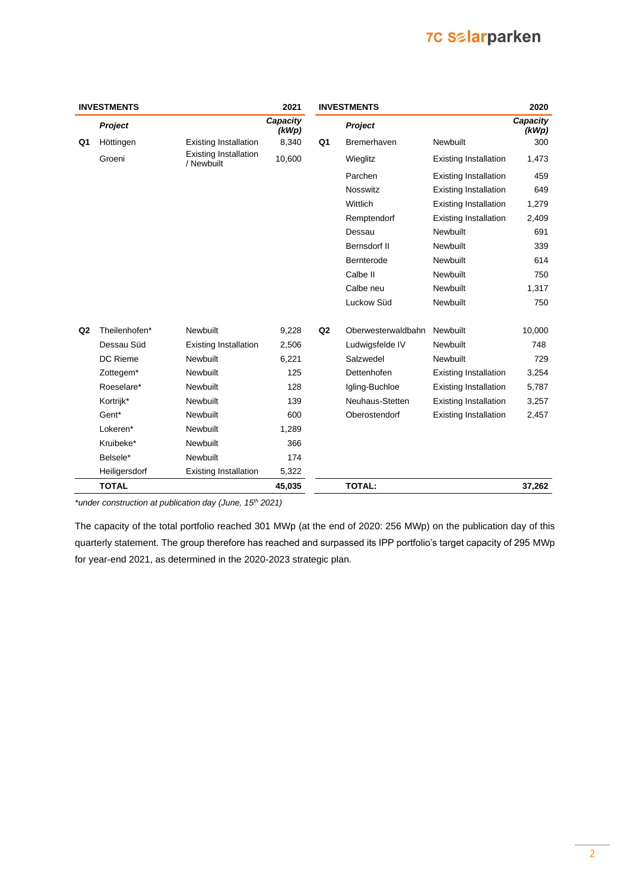| INVESTMENTS | | | 2021 |
|---|---|---|---|
| | ***Project*** | | ***Capacity (kWp)*** |
| **Q1** | Höttingen | Existing Installation | 8,340 |
| | Groeni | Existing Installation / Newbuilt | 10,600 |
| **Q2** | Theilenhofen* | Newbuilt | 9,228 |
| | Dessau Süd | Existing Installation | 2,506 |
| | DC Rieme | Newbuilt | 6,221 |
| | Zottegem* | Newbuilt | 125 |
| | Roeselare* | Newbuilt | 128 |
| | Kortrijk* | Newbuilt | 139 |
| | Gent* | Newbuilt | 600 |
| | Lokeren* | Newbuilt | 1,289 |
| | Kruibeke* | Newbuilt | 366 |
| | Belsele* | Newbuilt | 174 |
| | Heiligersdorf | Existing Installation | 5,322 |
| | **TOTAL** | | **45,035** |

| INVESTMENTS | | | 2020 |
|---|---|---|---|
| | ***Project*** | | ***Capacity (kWp)*** |
| **Q1** | Bremerhaven | Newbuilt | 300 |
| | Wieglitz | Existing Installation | 1,473 |
| | Parchen | Existing Installation | 459 |
| | Nosswitz | Existing Installation | 649 |
| | Wittlich | Existing Installation | 1,279 |
| | Remptendorf | Existing Installation | 2,409 |
| | Dessau | Newbuilt | 691 |
| | Bernsdorf II | Newbuilt | 339 |
| | Bernterode | Newbuilt | 614 |
| | Calbe II | Newbuilt | 750 |
| | Calbe neu | Newbuilt | 1,317 |
| | Luckow Süd | Newbuilt | 750 |
| **Q2** | Oberwesterwaldbahn | Newbuilt | 10,000 |
| | Ludwigsfelde IV | Newbuilt | 748 |
| | Salzwedel | Newbuilt | 729 |
| | Dettenhofen | Existing Installation | 3,254 |
| | Igling-Buchloe | Existing Installation | 5,787 |
| | Neuhaus-Stetten | Existing Installation | 3,257 |
| | Oberostendorf | Existing Installation | 2,457 |
| | **TOTAL:** | | **37,262** |

*\*under construction at publication day (June, 15th 2021)*

The capacity of the total portfolio reached 301 MWp (at the end of 2020: 256 MWp) on the publication day of this quarterly statement. The group therefore has reached and surpassed its IPP portfolio's target capacity of 295 MWp for year-end 2021, as determined in the 2020-2023 strategic plan.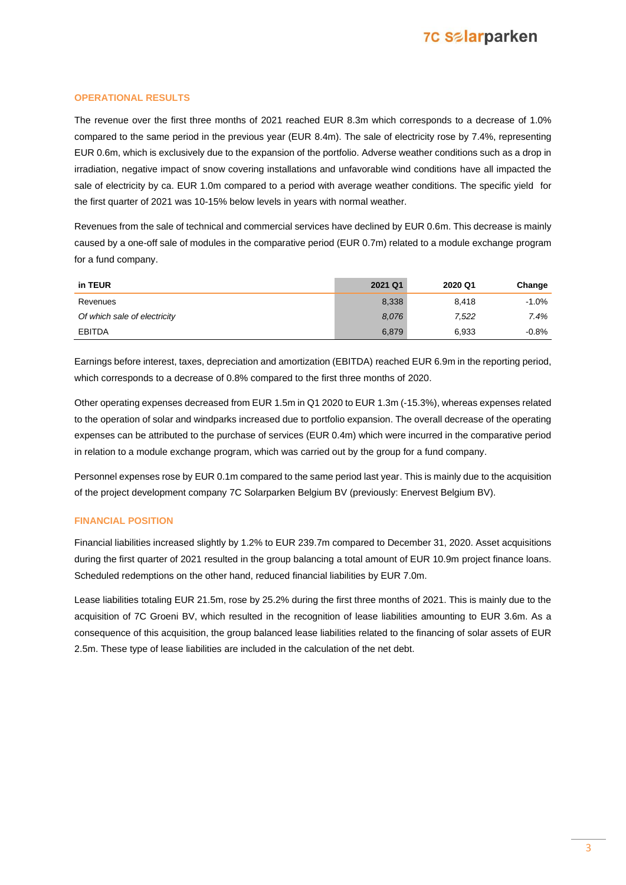## OPERATIONAL RESULTS

The revenue over the first three months of 2021 reached EUR 8.3m which corresponds to a decrease of 1.0% compared to the same period in the previous year (EUR 8.4m). The sale of electricity rose by 7.4%, representing EUR 0.6m, which is exclusively due to the expansion of the portfolio. Adverse weather conditions such as a drop in irradiation, negative impact of snow covering installations and unfavorable wind conditions have all impacted the sale of electricity by ca. EUR 1.0m compared to a period with average weather conditions. The specific yield for the first quarter of 2021 was 10-15% below levels in years with normal weather.

Revenues from the sale of technical and commercial services have declined by EUR 0.6m. This decrease is mainly caused by a one-off sale of modules in the comparative period (EUR 0.7m) related to a module exchange program for a fund company.

| in TEUR | 2021 Q1 | 2020 Q1 | Change |
|---|---|---|---|
| Revenues | 8,338 | 8,418 | -1.0% |
| *Of which sale of electricity* | *8,076* | *7,522* | *7.4%* |
| EBITDA | 6,879 | 6,933 | -0.8% |

Earnings before interest, taxes, depreciation and amortization (EBITDA) reached EUR 6.9m in the reporting period, which corresponds to a decrease of 0.8% compared to the first three months of 2020.

Other operating expenses decreased from EUR 1.5m in Q1 2020 to EUR 1.3m (-15.3%), whereas expenses related to the operation of solar and windparks increased due to portfolio expansion. The overall decrease of the operating expenses can be attributed to the purchase of services (EUR 0.4m) which were incurred in the comparative period in relation to a module exchange program, which was carried out by the group for a fund company.

Personnel expenses rose by EUR 0.1m compared to the same period last year. This is mainly due to the acquisition of the project development company 7C Solarparken Belgium BV (previously: Enervest Belgium BV).

## FINANCIAL POSITION

Financial liabilities increased slightly by 1.2% to EUR 239.7m compared to December 31, 2020. Asset acquisitions during the first quarter of 2021 resulted in the group balancing a total amount of EUR 10.9m project finance loans. Scheduled redemptions on the other hand, reduced financial liabilities by EUR 7.0m.

Lease liabilities totaling EUR 21.5m, rose by 25.2% during the first three months of 2021. This is mainly due to the acquisition of 7C Groeni BV, which resulted in the recognition of lease liabilities amounting to EUR 3.6m. As a consequence of this acquisition, the group balanced lease liabilities related to the financing of solar assets of EUR 2.5m. These type of lease liabilities are included in the calculation of the net debt.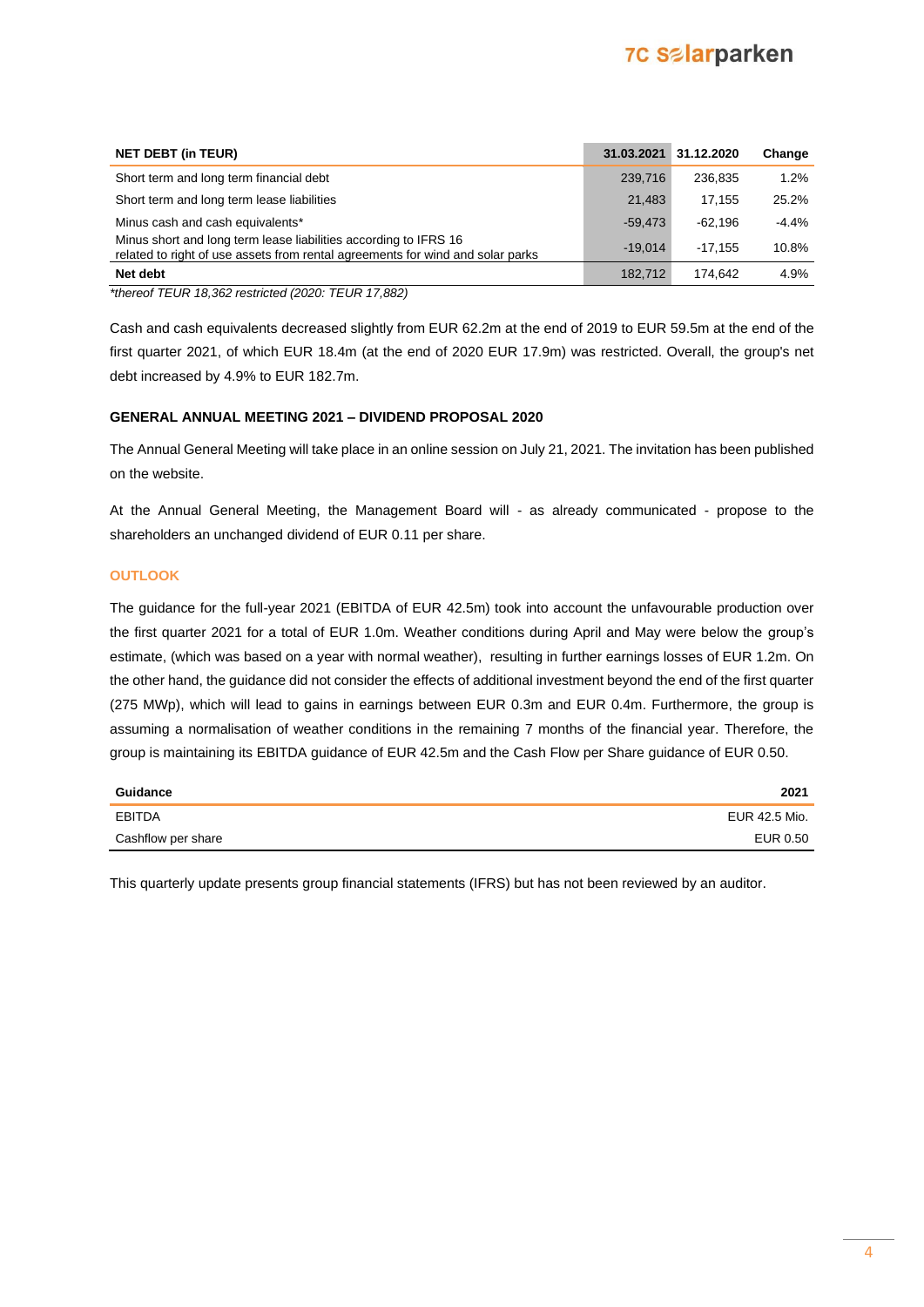| NET DEBT (in TEUR) | 31.03.2021 | 31.12.2020 | Change |
|---|---|---|---|
| Short term and long term financial debt | 239,716 | 236,835 | 1.2% |
| Short term and long term lease liabilities | 21,483 | 17,155 | 25.2% |
| Minus cash and cash equivalents* | -59,473 | -62,196 | -4.4% |
| Minus short and long term lease liabilities according to IFRS 16 related to right of use assets from rental agreements for wind and solar parks | -19,014 | -17,155 | 10.8% |
| **Net debt** | 182,712 | 174,642 | 4.9% |

*\*thereof TEUR 18,362 restricted (2020: TEUR 17,882)*

Cash and cash equivalents decreased slightly from EUR 62.2m at the end of 2019 to EUR 59.5m at the end of the first quarter 2021, of which EUR 18.4m (at the end of 2020 EUR 17.9m) was restricted. Overall, the group's net debt increased by 4.9% to EUR 182.7m.

## GENERAL ANNUAL MEETING 2021 – DIVIDEND PROPOSAL 2020

The Annual General Meeting will take place in an online session on July 21, 2021. The invitation has been published on the website.

At the Annual General Meeting, the Management Board will - as already communicated - propose to the shareholders an unchanged dividend of EUR 0.11 per share.

## OUTLOOK

The guidance for the full-year 2021 (EBITDA of EUR 42.5m) took into account the unfavourable production over the first quarter 2021 for a total of EUR 1.0m. Weather conditions during April and May were below the group's estimate, (which was based on a year with normal weather), resulting in further earnings losses of EUR 1.2m. On the other hand, the guidance did not consider the effects of additional investment beyond the end of the first quarter (275 MWp), which will lead to gains in earnings between EUR 0.3m and EUR 0.4m. Furthermore, the group is assuming a normalisation of weather conditions in the remaining 7 months of the financial year. Therefore, the group is maintaining its EBITDA guidance of EUR 42.5m and the Cash Flow per Share guidance of EUR 0.50.

| Guidance | 2021 |
|---|---|
| EBITDA | EUR 42.5 Mio. |
| Cashflow per share | EUR 0.50 |

This quarterly update presents group financial statements (IFRS) but has not been reviewed by an auditor.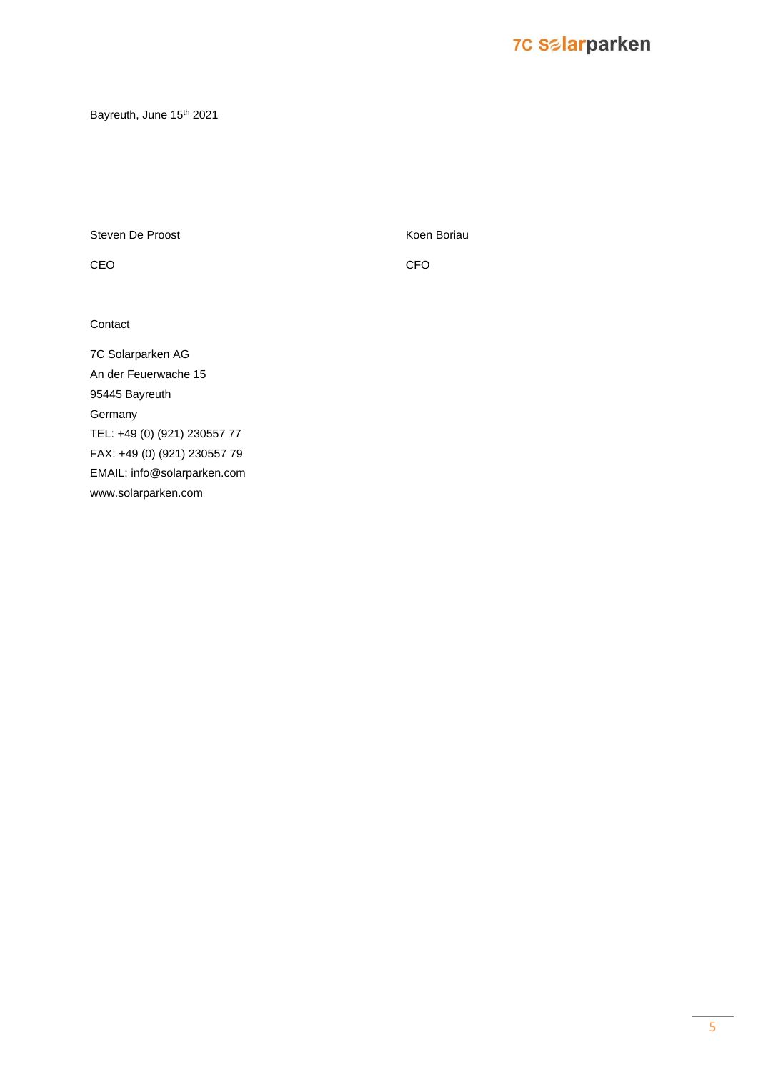Bayreuth, June 15th 2021

Steven De Proost

CEO

Koen Boriau

CFO

Contact

7C Solarparken AG  
An der Feuerwache 15  
95445 Bayreuth  
Germany  
TEL: +49 (0) (921) 230557 77  
FAX: +49 (0) (921) 230557 79  
EMAIL: info@solarparken.com  
www.solarparken.com